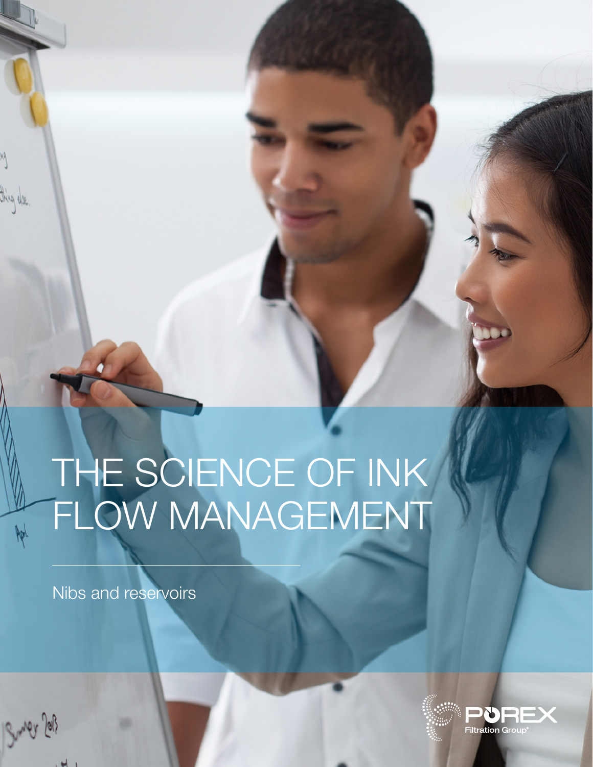# THE SCIENCE OF INK FLOW MANAGEMENT

Nibs and reservoirs

POREX Filtration Group®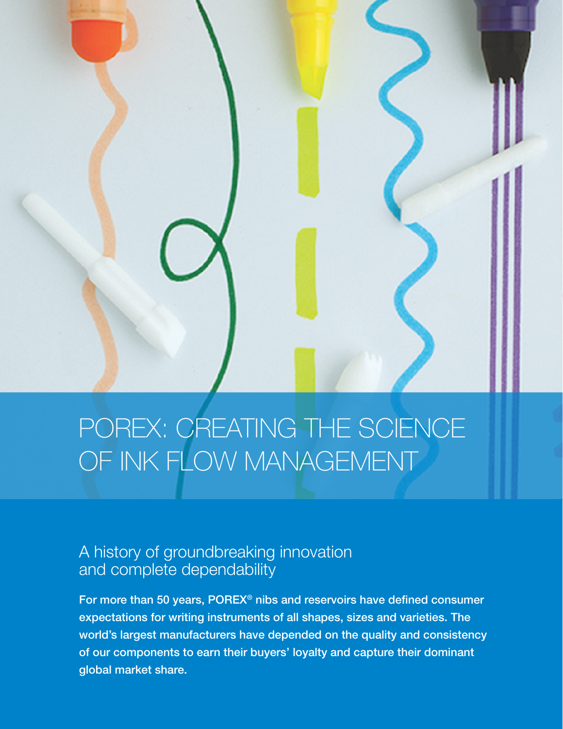# POREX: CREATING THE SCIENCE OF INK FLOW MANAGEMENT

## A history of groundbreaking innovation and complete dependability

**For more than 50 years, POREX® nibs and reservoirs have defined consumer expectations for writing instruments of all shapes, sizes and varieties. The world's largest manufacturers have depended on the quality and consistency of our components to earn their buyers' loyalty and capture their dominant global market share.**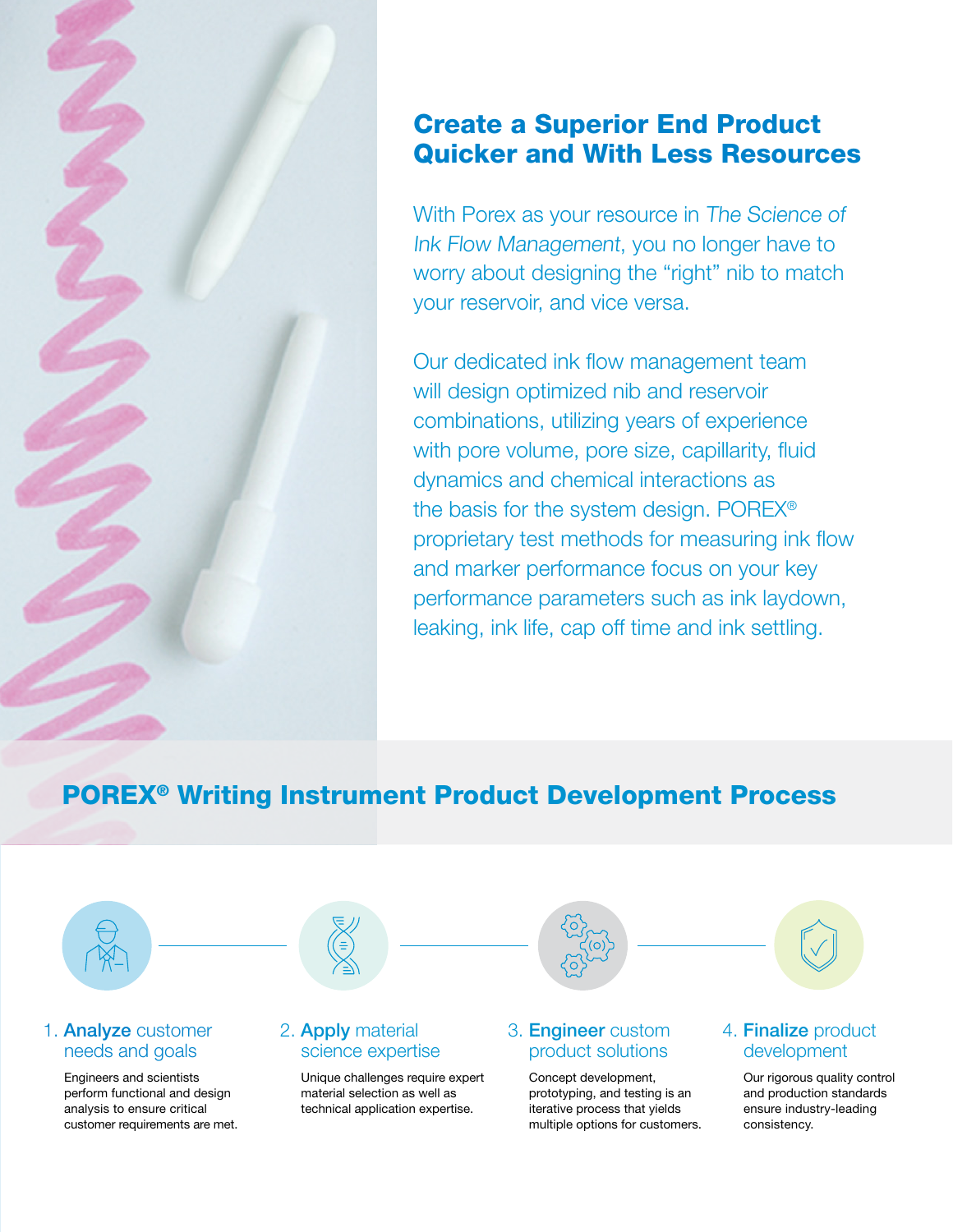## Create a Superior End Product Quicker and With Less Resources

With Porex as your resource in *The Science of Ink Flow Management*, you no longer have to worry about designing the "right" nib to match your reservoir, and vice versa.

Our dedicated ink flow management team will design optimized nib and reservoir combinations, utilizing years of experience with pore volume, pore size, capillarity, fluid dynamics and chemical interactions as the basis for the system design. POREX® proprietary test methods for measuring ink flow and marker performance focus on your key performance parameters such as ink laydown, leaking, ink life, cap off time and ink settling.

## POREX® Writing Instrument Product Development Process

1. **Analyze** customer needs and goals

   Engineers and scientists perform functional and design analysis to ensure critical customer requirements are met.

2. **Apply** material science expertise

   Unique challenges require expert material selection as well as technical application expertise.

3. **Engineer** custom product solutions

   Concept development, prototyping, and testing is an iterative process that yields multiple options for customers.

4. **Finalize** product development

   Our rigorous quality control and production standards ensure industry-leading consistency.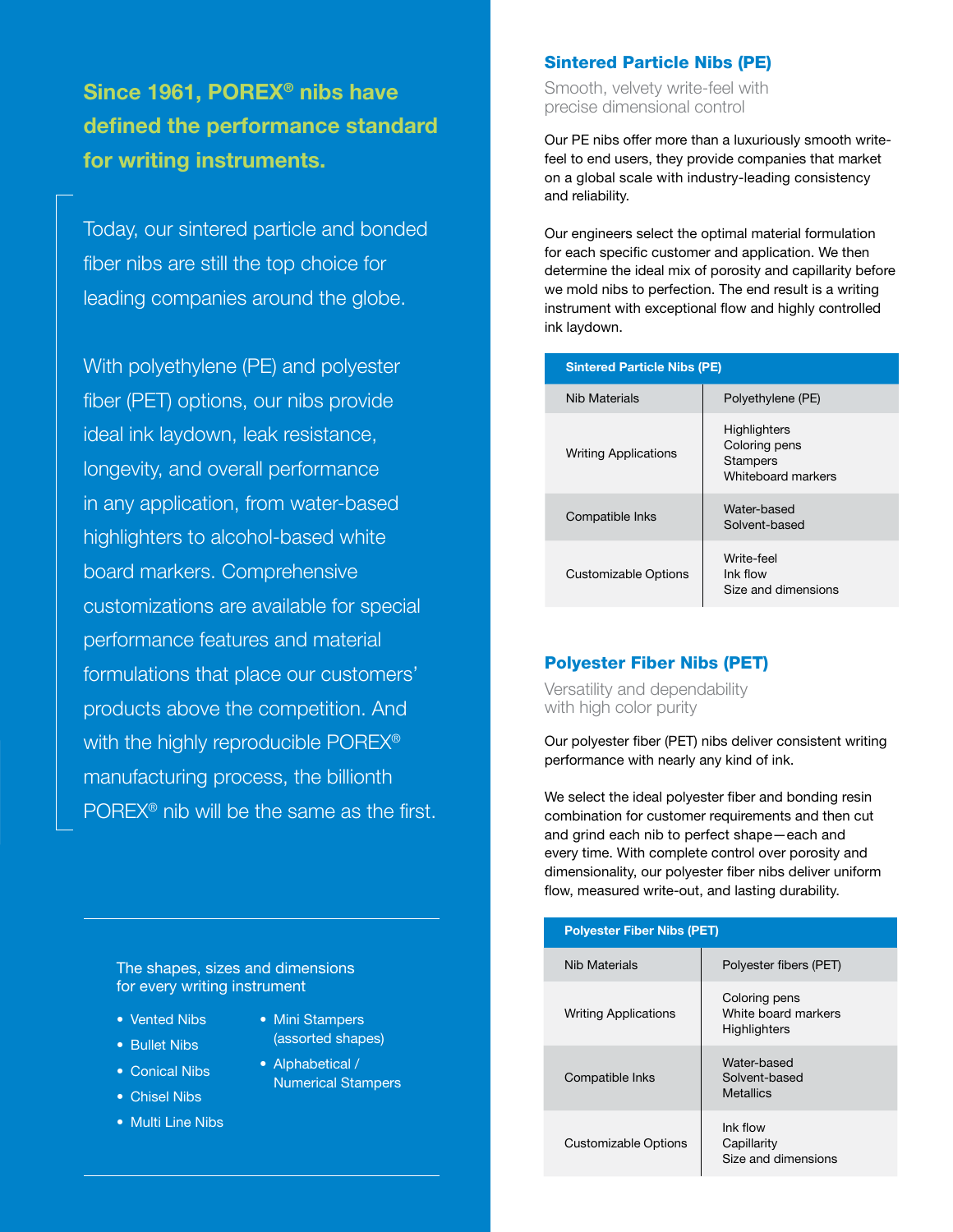## Since 1961, POREX® nibs have defined the performance standard for writing instruments.

Today, our sintered particle and bonded fiber nibs are still the top choice for leading companies around the globe.

With polyethylene (PE) and polyester fiber (PET) options, our nibs provide ideal ink laydown, leak resistance, longevity, and overall performance in any application, from water-based highlighters to alcohol-based white board markers. Comprehensive customizations are available for special performance features and material formulations that place our customers' products above the competition. And with the highly reproducible POREX® manufacturing process, the billionth POREX® nib will be the same as the first.

The shapes, sizes and dimensions for every writing instrument

- Vented Nibs
- Bullet Nibs
- Conical Nibs
- Chisel Nibs
- Multi Line Nibs
- Mini Stampers (assorted shapes)
- Alphabetical / Numerical Stampers

## Sintered Particle Nibs (PE)

Smooth, velvety write-feel with precise dimensional control

Our PE nibs offer more than a luxuriously smooth write-feel to end users, they provide companies that market on a global scale with industry-leading consistency and reliability.

Our engineers select the optimal material formulation for each specific customer and application. We then determine the ideal mix of porosity and capillarity before we mold nibs to perfection. The end result is a writing instrument with exceptional flow and highly controlled ink laydown.

| Sintered Particle Nibs (PE) | |
|---|---|
| Nib Materials | Polyethylene (PE) |
| Writing Applications | Highlighters<br>Coloring pens<br>Stampers<br>Whiteboard markers |
| Compatible Inks | Water-based<br>Solvent-based |
| Customizable Options | Write-feel<br>Ink flow<br>Size and dimensions |

## Polyester Fiber Nibs (PET)

Versatility and dependability with high color purity

Our polyester fiber (PET) nibs deliver consistent writing performance with nearly any kind of ink.

We select the ideal polyester fiber and bonding resin combination for customer requirements and then cut and grind each nib to perfect shape—each and every time. With complete control over porosity and dimensionality, our polyester fiber nibs deliver uniform flow, measured write-out, and lasting durability.

| Polyester Fiber Nibs (PET) | |
|---|---|
| Nib Materials | Polyester fibers (PET) |
| Writing Applications | Coloring pens<br>White board markers<br>Highlighters |
| Compatible Inks | Water-based<br>Solvent-based<br>Metallics |
| Customizable Options | Ink flow<br>Capillarity<br>Size and dimensions |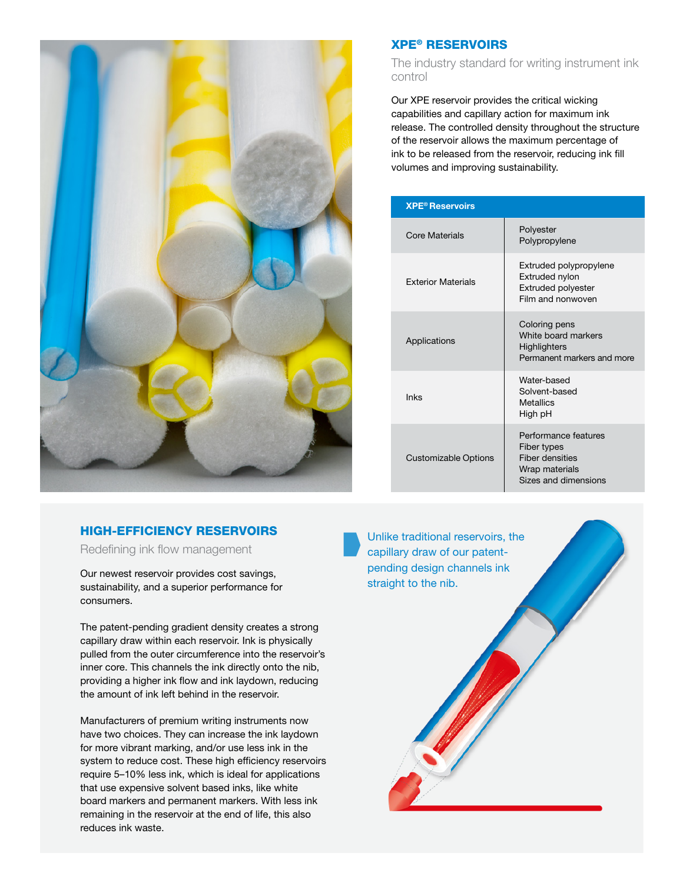## XPE® RESERVOIRS

The industry standard for writing instrument ink control

Our XPE reservoir provides the critical wicking capabilities and capillary action for maximum ink release. The controlled density throughout the structure of the reservoir allows the maximum percentage of ink to be released from the reservoir, reducing ink fill volumes and improving sustainability.

| XPE® Reservoirs | |
|---|---|
| Core Materials | Polyester<br>Polypropylene |
| Exterior Materials | Extruded polypropylene<br>Extruded nylon<br>Extruded polyester<br>Film and nonwoven |
| Applications | Coloring pens<br>White board markers<br>Highlighters<br>Permanent markers and more |
| Inks | Water-based<br>Solvent-based<br>Metallics<br>High pH |
| Customizable Options | Performance features<br>Fiber types<br>Fiber densities<br>Wrap materials<br>Sizes and dimensions |

## HIGH-EFFICIENCY RESERVOIRS

Redefining ink flow management

Our newest reservoir provides cost savings, sustainability, and a superior performance for consumers.

The patent-pending gradient density creates a strong capillary draw within each reservoir. Ink is physically pulled from the outer circumference into the reservoir's inner core. This channels the ink directly onto the nib, providing a higher ink flow and ink laydown, reducing the amount of ink left behind in the reservoir.

Manufacturers of premium writing instruments now have two choices. They can increase the ink laydown for more vibrant marking, and/or use less ink in the system to reduce cost. These high efficiency reservoirs require 5–10% less ink, which is ideal for applications that use expensive solvent based inks, like white board markers and permanent markers. With less ink remaining in the reservoir at the end of life, this also reduces ink waste.

Unlike traditional reservoirs, the capillary draw of our patent-pending design channels ink straight to the nib.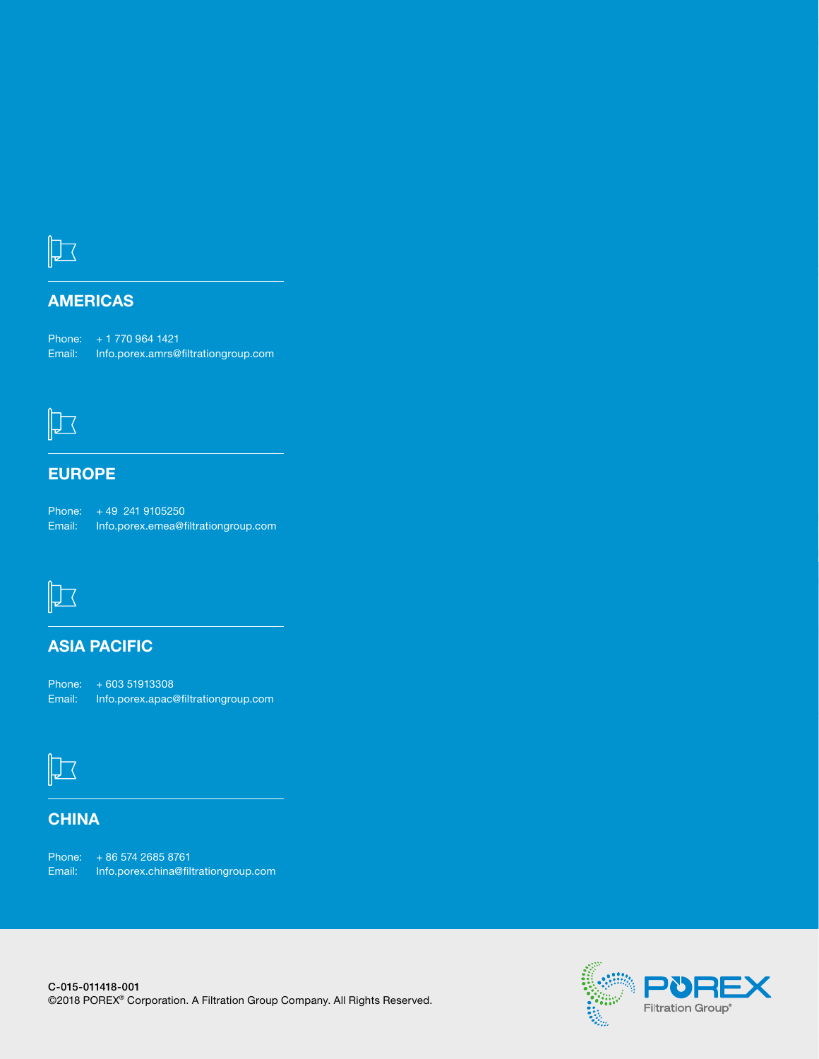## AMERICAS

Phone: + 1 770 964 1421
Email: Info.porex.amrs@filtrationgroup.com

## EUROPE

Phone: + 49 241 9105250
Email: Info.porex.emea@filtrationgroup.com

## ASIA PACIFIC

Phone: + 603 51913308
Email: Info.porex.apac@filtrationgroup.com

## CHINA

Phone: + 86 574 2685 8761
Email: Info.porex.china@filtrationgroup.com

**C-015-011418-001**
©2018 POREX® Corporation. A Filtration Group Company. All Rights Reserved.

POREX Filtration Group®